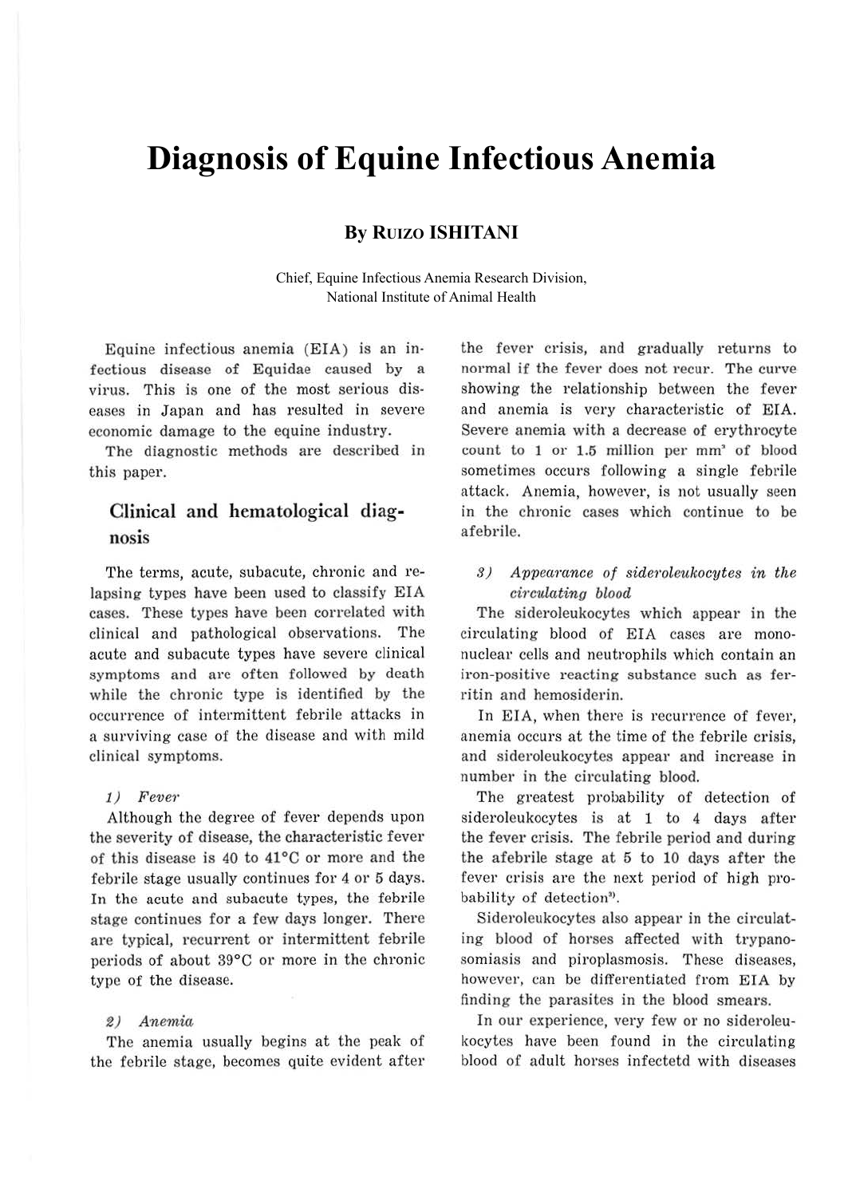# Diagnosis of Equine Infectious Anemia

**By Ruizo ISHITANI**

Chief, Equine Infectious Anemia Research Division, National Institute of Animal Health

Equine infectious anemia (EIA) is an infectious disease of Equidae caused by a virus. This is one of the most serious diseases in Japan and has resulted in severe economic damage to the equine industry.

The diagnostic methods are described in this paper.

## Clinical and hematological diagnosis

The terms, acute, subacute, chronic and relapsing types have been used to classify EIA cases. These types have been correlated with clinical and pathological observations. The acute and subacute types have severe clinical symptoms and are often followed by death while the chronic type is identified by the occurrence of intermittent febrile attacks in a surviving case of the disease and with mild clinical symptoms.

### *1) Fever*

Although the degree of fever depends upon the severity of disease, the characteristic fever of this disease is 40 to 41°C or more and the febrile stage usually continues for 4 or 5 days. In the acute and subacute types, the febrile stage continues for a few days longer. There are typical, recurrent or intermittent febrile periods of about 39°C or more in the chronic type of the disease.

### *2) Anemia*

The anemia usually begins at the peak of the febrile stage, becomes quite evident after the fever crisis, and gradually returns to normal if the fever does not recur. The curve showing the relationship between the fever and anemia is very characteristic of EIA. Severe anemia with a decrease of erythrocyte count to 1 or 1.5 million per mm$^3$ of blood sometimes occurs following a single febrile attack. Anemia, however, is not usually seen in the chronic cases which continue to be afebrile.

### *3) Appearance of sideroleukocytes in the circulating blood*

The sideroleukocytes which appear in the circulating blood of EIA cases are mononuclear cells and neutrophils which contain an iron-positive reacting substance such as ferritin and hemosiderin.

In EIA, when there is recurrence of fever, anemia occurs at the time of the febrile crisis, and sideroleukocytes appear and increase in number in the circulating blood.

The greatest probability of detection of sideroleukocytes is at 1 to 4 days after the fever crisis. The febrile period and during the afebrile stage at 5 to 10 days after the fever crisis are the next period of high probability of detection[3].

Sideroleukocytes also appear in the circulating blood of horses affected with trypanosomiasis and piroplasmosis. These diseases, however, can be differentiated from EIA by finding the parasites in the blood smears.

In our experience, very few or no sideroleukocytes have been found in the circulating blood of adult horses infectetd with diseases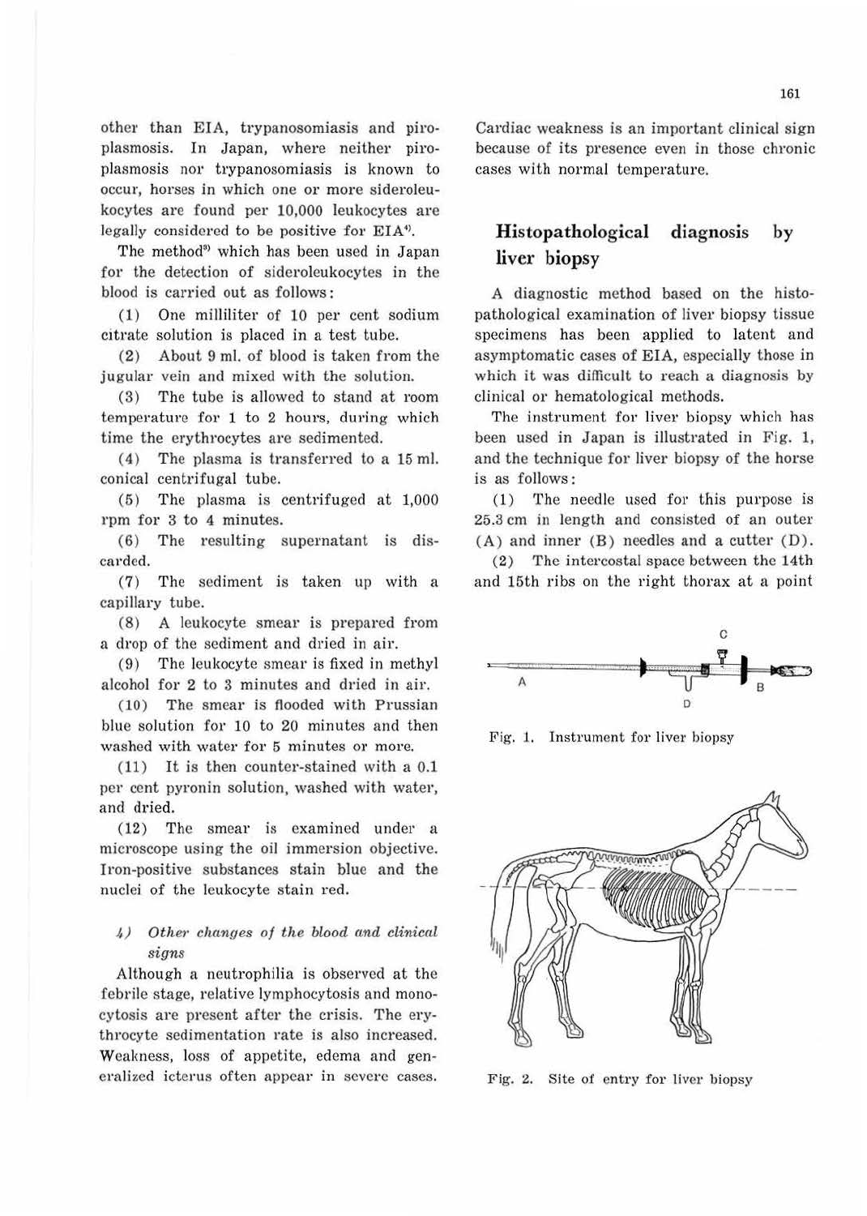other than EIA, trypanosomiasis and piroplasmosis. In Japan, where neither piroplasmosis nor trypanosomiasis is known to occur, horses in which one or more sideroleukocytes are found per 10,000 leukocytes are legally considered to be positive for EIA[4].

The method[8] which has been used in Japan for the detection of sideroleukocytes in the blood is carried out as follows:

(1) One milliliter of 10 per cent sodium citrate solution is placed in a test tube.

(2) About 9 ml. of blood is taken from the jugular vein and mixed with the solution.

(3) The tube is allowed to stand at room temperature for 1 to 2 hours, during which time the erythrocytes are sedimented.

(4) The plasma is transferred to a 15 ml. conical centrifugal tube.

(5) The plasma is centrifuged at 1,000 rpm for 3 to 4 minutes.

(6) The resulting supernatant is discarded.

(7) The sediment is taken up with a capillary tube.

(8) A leukocyte smear is prepared from a drop of the sediment and dried in air.

(9) The leukocyte smear is fixed in methyl alcohol for 2 to 3 minutes and dried in air.

(10) The smear is flooded with Prussian blue solution for 10 to 20 minutes and then washed with water for 5 minutes or more.

(11) It is then counter-stained with a 0.1 per cent pyronin solution, washed with water, and dried.

(12) The smear is examined under a microscope using the oil immersion objective. Iron-positive substances stain blue and the nuclei of the leukocyte stain red.

#### 4) *Other changes of the blood and clinical signs*

Although a neutrophilia is observed at the febrile stage, relative lymphocytosis and monocytosis are present after the crisis. The erythrocyte sedimentation rate is also increased. Weakness, loss of appetite, edema and generalized icterus often appear in severe cases. Cardiac weakness is an important clinical sign because of its presence even in those chronic cases with normal temperature.

## Histopathological diagnosis by liver biopsy

A diagnostic method based on the histopathological examination of liver biopsy tissue specimens has been applied to latent and asymptomatic cases of EIA, especially those in which it was difficult to reach a diagnosis by clinical or hematological methods.

The instrument for liver biopsy which has been used in Japan is illustrated in Fig. 1, and the technique for liver biopsy of the horse is as follows:

(1) The needle used for this purpose is 25.3 cm in length and consisted of an outer (A) and inner (B) needles and a cutter (D).

(2) The intercostal space between the 14th and 15th ribs on the right thorax at a point

Fig. 1. Instrument for liver biopsy

Fig. 2. Site of entry for liver biopsy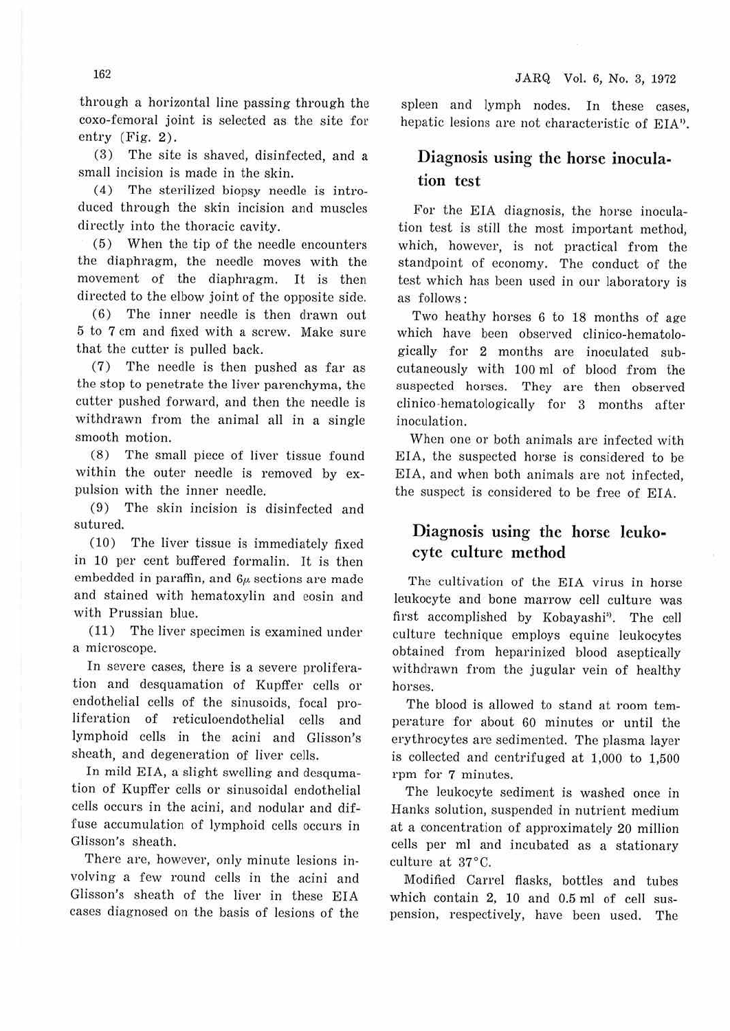through a horizontal line passing through the coxo-femoral joint is selected as the site for entry (Fig. 2).

(3) The site is shaved, disinfected, and a small incision is made in the skin.

(4) The sterilized biopsy needle is introduced through the skin incision and muscles directly into the thoracic cavity.

(5) When the tip of the needle encounters the diaphragm, the needle moves with the movement of the diaphragm. It is then directed to the elbow joint of the opposite side.

(6) The inner needle is then drawn out 5 to 7 cm and fixed with a screw. Make sure that the cutter is pulled back.

(7) The needle is then pushed as far as the stop to penetrate the liver parenchyma, the cutter pushed forward, and then the needle is withdrawn from the animal all in a single smooth motion.

(8) The small piece of liver tissue found within the outer needle is removed by expulsion with the inner needle.

(9) The skin incision is disinfected and sutured.

(10) The liver tissue is immediately fixed in 10 per cent buffered formalin. It is then embedded in paraffin, and $6\mu$ sections are made and stained with hematoxylin and eosin and with Prussian blue.

(11) The liver specimen is examined under a microscope.

In severe cases, there is a severe proliferation and desquamation of Kupffer cells or endothelial cells of the sinusoids, focal proliferation of reticuloendothelial cells and lymphoid cells in the acini and Glisson's sheath, and degeneration of liver cells.

In mild EIA, a slight swelling and desqumation of Kupffer cells or sinusoidal endothelial cells occurs in the acini, and nodular and diffuse accumulation of lymphoid cells occurs in Glisson's sheath.

There are, however, only minute lesions involving a few round cells in the acini and Glisson's sheath of the liver in these EIA cases diagnosed on the basis of lesions of the spleen and lymph nodes. In these cases, hepatic lesions are not characteristic of EIA[1].

## Diagnosis using the horse inoculation test

For the EIA diagnosis, the horse inoculation test is still the most important method, which, however, is not practical from the standpoint of economy. The conduct of the test which has been used in our laboratory is as follows:

Two heathy horses 6 to 18 months of age which have been observed clinico-hematologically for 2 months are inoculated subcutaneously with 100 ml of blood from the suspected horses. They are then observed clinico-hematologically for 3 months after inoculation.

When one or both animals are infected with EIA, the suspected horse is considered to be EIA, and when both animals are not infected, the suspect is considered to be free of EIA.

## Diagnosis using the horse leukocyte culture method

The cultivation of the EIA virus in horse leukocyte and bone marrow cell culture was first accomplished by Kobayashi[3]. The cell culture technique employs equine leukocytes obtained from heparinized blood aseptically withdrawn from the jugular vein of healthy horses.

The blood is allowed to stand at room temperature for about 60 minutes or until the erythrocytes are sedimented. The plasma layer is collected and centrifuged at 1,000 to 1,500 rpm for 7 minutes.

The leukocyte sediment is washed once in Hanks solution, suspended in nutrient medium at a concentration of approximately 20 million cells per ml and incubated as a stationary culture at 37°C.

Modified Carrel flasks, bottles and tubes which contain 2, 10 and 0.5 ml of cell suspension, respectively, have been used. The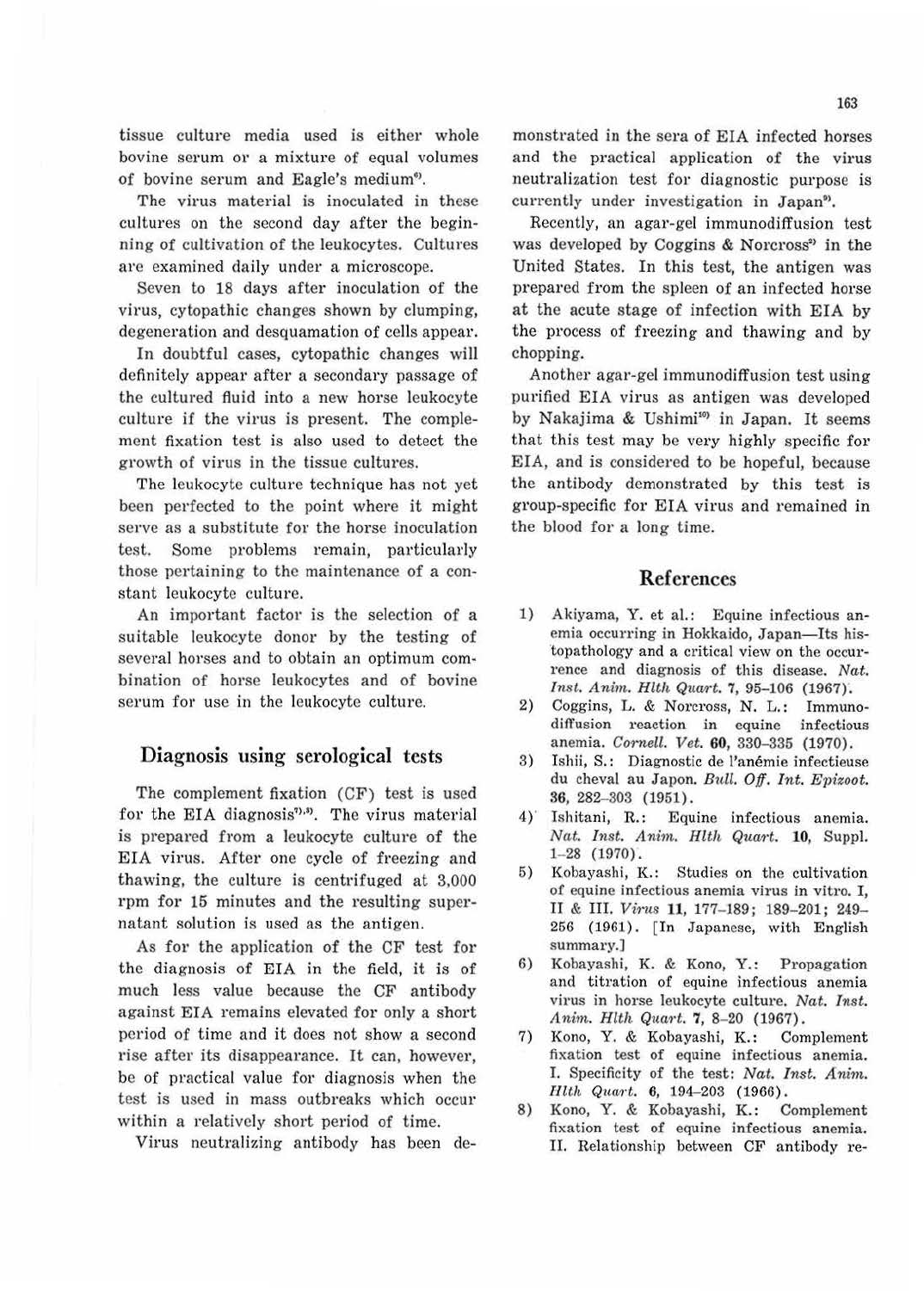tissue culture media used is either whole bovine serum or a mixture of equal volumes of bovine serum and Eagle's medium[6].

The virus material is inoculated in these cultures on the second day after the beginning of cultivation of the leukocytes. Cultures are examined daily under a microscope.

Seven to 18 days after inoculation of the virus, cytopathic changes shown by clumping, degeneration and desquamation of cells appear.

In doubtful cases, cytopathic changes will definitely appear after a secondary passage of the cultured fluid into a new horse leukocyte culture if the virus is present. The complement fixation test is also used to detect the growth of virus in the tissue cultures.

The leukocyte culture technique has not yet been perfected to the point where it might serve as a substitute for the horse inoculation test. Some problems remain, particularly those pertaining to the maintenance of a constant leukocyte culture.

An important factor is the selection of a suitable leukocyte donor by the testing of several horses and to obtain an optimum combination of horse leukocytes and of bovine serum for use in the leukocyte culture.

## Diagnosis using serological tests

The complement fixation (CF) test is used for the EIA diagnosis[7,8]. The virus material is prepared from a leukocyte culture of the EIA virus. After one cycle of freezing and thawing, the culture is centrifuged at 3,000 rpm for 15 minutes and the resulting supernatant solution is used as the antigen.

As for the application of the CF test for the diagnosis of EIA in the field, it is of much less value because the CF antibody against EIA remains elevated for only a short period of time and it does not show a second rise after its disappearance. It can, however, be of practical value for diagnosis when the test is used in mass outbreaks which occur within a relatively short period of time.

Virus neutralizing antibody has been demonstrated in the sera of EIA infected horses and the practical application of the virus neutralization test for diagnostic purpose is currently under investigation in Japan[9].

Recently, an agar-gel immunodiffusion test was developed by Coggins & Norcross[2] in the United States. In this test, the antigen was prepared from the spleen of an infected horse at the acute stage of infection with EIA by the process of freezing and thawing and by chopping.

Another agar-gel immunodiffusion test using purified EIA virus as antigen was developed by Nakajima & Ushimi[10] in Japan. It seems that this test may be very highly specific for EIA, and is considered to be hopeful, because the antibody demonstrated by this test is group-specific for EIA virus and remained in the blood for a long time.

## References

1) Akiyama, Y. et al.: Equine infectious anemia occurring in Hokkaido, Japan—Its histopathology and a critical view on the occurrence and diagnosis of this disease. *Nat. Inst. Anim. Hlth Quart.* **7**, 95–106 (1967).
2) Coggins, L. & Norcross, N. L.: Immunodiffusion reaction in equine infectious anemia. *Cornell. Vet.* **60**, 330–335 (1970).
3) Ishii, S.: Diagnostic de l'anémie infectieuse du cheval au Japon. *Bull. Off. Int. Epizoot.* **36**, 282–303 (1951).
4) Ishitani, R.: Equine infectious anemia. *Nat. Inst. Anim. Hlth Quart.* **10**, Suppl. 1–28 (1970).
5) Kobayashi, K.: Studies on the cultivation of equine infectious anemia virus in vitro. I, II & III. *Virus* **11**, 177–189; 189–201; 249–256 (1961). [In Japanese, with English summary.]
6) Kobayashi, K. & Kono, Y.: Propagation and titration of equine infectious anemia virus in horse leukocyte culture. *Nat. Inst. Anim. Hlth Quart.* **7**, 8–20 (1967).
7) Kono, Y. & Kobayashi, K.: Complement fixation test of equine infectious anemia. I. Specificity of the test: *Nat. Inst. Anim. Hlth Quart.* **6**, 194–203 (1966).
8) Kono, Y. & Kobayashi, K.: Complement fixation test of equine infectious anemia. II. Relationship between CF antibody re-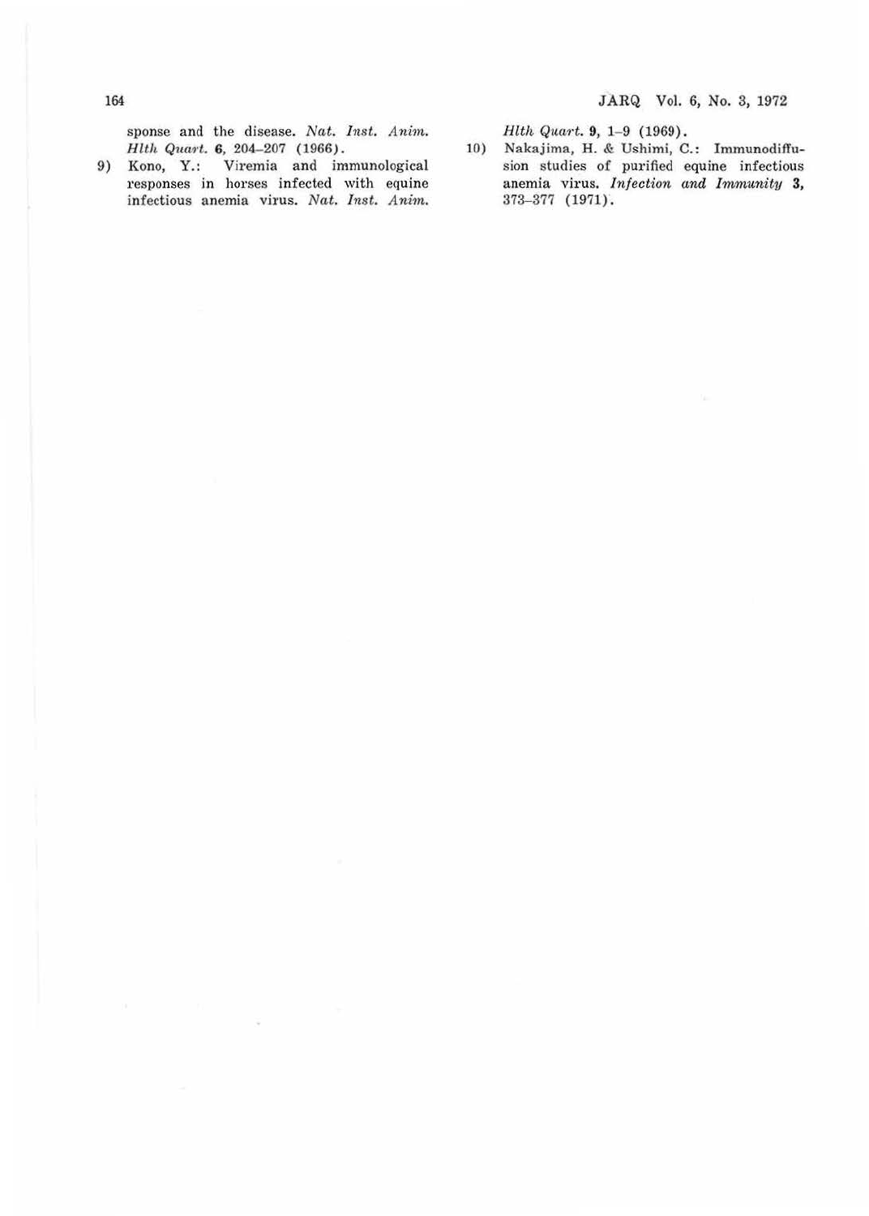sponse and the disease. *Nat. Inst. Anim. Hlth Quart.* **6**, 204–207 (1966).

9) Kono, Y.: Viremia and immunological responses in horses infected with equine infectious anemia virus. *Nat. Inst. Anim. Hlth Quart.* **9**, 1–9 (1969).

10) Nakajima, H. & Ushimi, C.: Immunodiffusion studies of purified equine infectious anemia virus. *Infection and Immunity* **3**, 373–377 (1971).